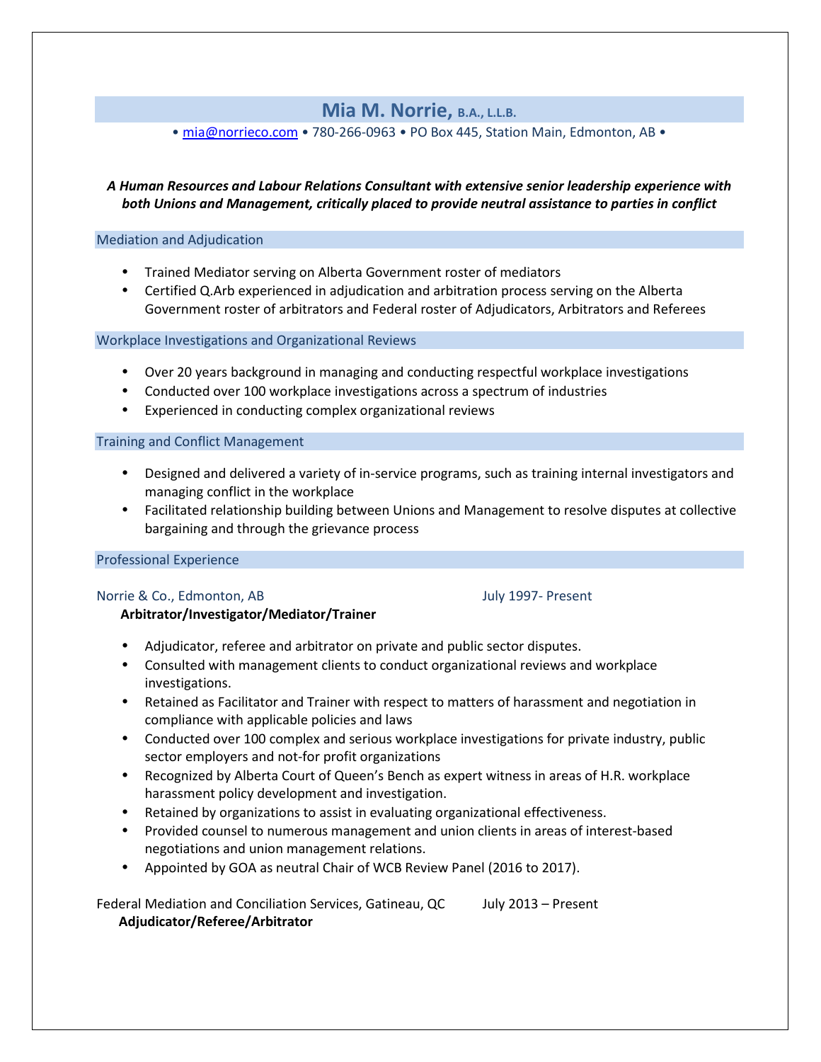# Mia M. Norrie, B.A., L.L.B.

• mia@norrieco.com • 780-266-0963 • PO Box 445, Station Main, Edmonton, AB •

***A Human Resources and Labour Relations Consultant with extensive senior leadership experience with both Unions and Management, critically placed to provide neutral assistance to parties in conflict***

## Mediation and Adjudication

- Trained Mediator serving on Alberta Government roster of mediators
- Certified Q.Arb experienced in adjudication and arbitration process serving on the Alberta Government roster of arbitrators and Federal roster of Adjudicators, Arbitrators and Referees

## Workplace Investigations and Organizational Reviews

- Over 20 years background in managing and conducting respectful workplace investigations
- Conducted over 100 workplace investigations across a spectrum of industries
- Experienced in conducting complex organizational reviews

## Training and Conflict Management

- Designed and delivered a variety of in-service programs, such as training internal investigators and managing conflict in the workplace
- Facilitated relationship building between Unions and Management to resolve disputes at collective bargaining and through the grievance process

## Professional Experience

Norrie & Co., Edmonton, AB July 1997- Present

**Arbitrator/Investigator/Mediator/Trainer**

- Adjudicator, referee and arbitrator on private and public sector disputes.
- Consulted with management clients to conduct organizational reviews and workplace investigations.
- Retained as Facilitator and Trainer with respect to matters of harassment and negotiation in compliance with applicable policies and laws
- Conducted over 100 complex and serious workplace investigations for private industry, public sector employers and not-for profit organizations
- Recognized by Alberta Court of Queen's Bench as expert witness in areas of H.R. workplace harassment policy development and investigation.
- Retained by organizations to assist in evaluating organizational effectiveness.
- Provided counsel to numerous management and union clients in areas of interest-based negotiations and union management relations.
- Appointed by GOA as neutral Chair of WCB Review Panel (2016 to 2017).

Federal Mediation and Conciliation Services, Gatineau, QC July 2013 – Present

**Adjudicator/Referee/Arbitrator**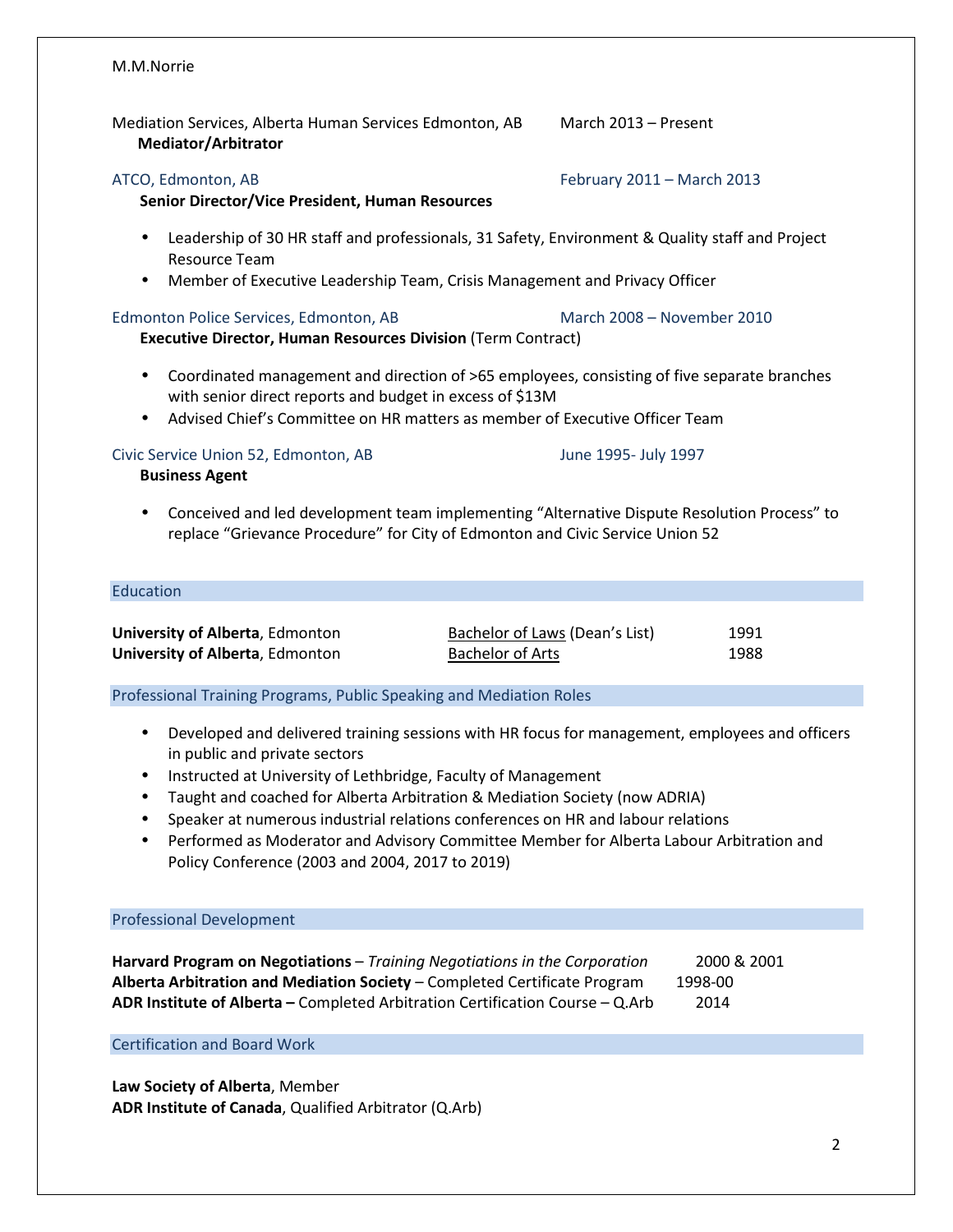Mediation Services, Alberta Human Services Edmonton, AB — March 2013 – Present
**Mediator/Arbitrator**

ATCO, Edmonton, AB — February 2011 – March 2013
**Senior Director/Vice President, Human Resources**

- Leadership of 30 HR staff and professionals, 31 Safety, Environment & Quality staff and Project Resource Team
- Member of Executive Leadership Team, Crisis Management and Privacy Officer

Edmonton Police Services, Edmonton, AB — March 2008 – November 2010
**Executive Director, Human Resources Division** (Term Contract)

- Coordinated management and direction of >65 employees, consisting of five separate branches with senior direct reports and budget in excess of $13M
- Advised Chief's Committee on HR matters as member of Executive Officer Team

Civic Service Union 52, Edmonton, AB — June 1995- July 1997
**Business Agent**

- Conceived and led development team implementing "Alternative Dispute Resolution Process" to replace "Grievance Procedure" for City of Edmonton and Civic Service Union 52

## Education

| | | |
|---|---|---|
| **University of Alberta**, Edmonton | Bachelor of Laws (Dean's List) | 1991 |
| **University of Alberta**, Edmonton | Bachelor of Arts | 1988 |

## Professional Training Programs, Public Speaking and Mediation Roles

- Developed and delivered training sessions with HR focus for management, employees and officers in public and private sectors
- Instructed at University of Lethbridge, Faculty of Management
- Taught and coached for Alberta Arbitration & Mediation Society (now ADRIA)
- Speaker at numerous industrial relations conferences on HR and labour relations
- Performed as Moderator and Advisory Committee Member for Alberta Labour Arbitration and Policy Conference (2003 and 2004, 2017 to 2019)

## Professional Development

| | |
|---|---|
| **Harvard Program on Negotiations** – *Training Negotiations in the Corporation* | 2000 & 2001 |
| **Alberta Arbitration and Mediation Society** – Completed Certificate Program | 1998-00 |
| **ADR Institute of Alberta –** Completed Arbitration Certification Course – Q.Arb | 2014 |

## Certification and Board Work

**Law Society of Alberta**, Member
**ADR Institute of Canada**, Qualified Arbitrator (Q.Arb)